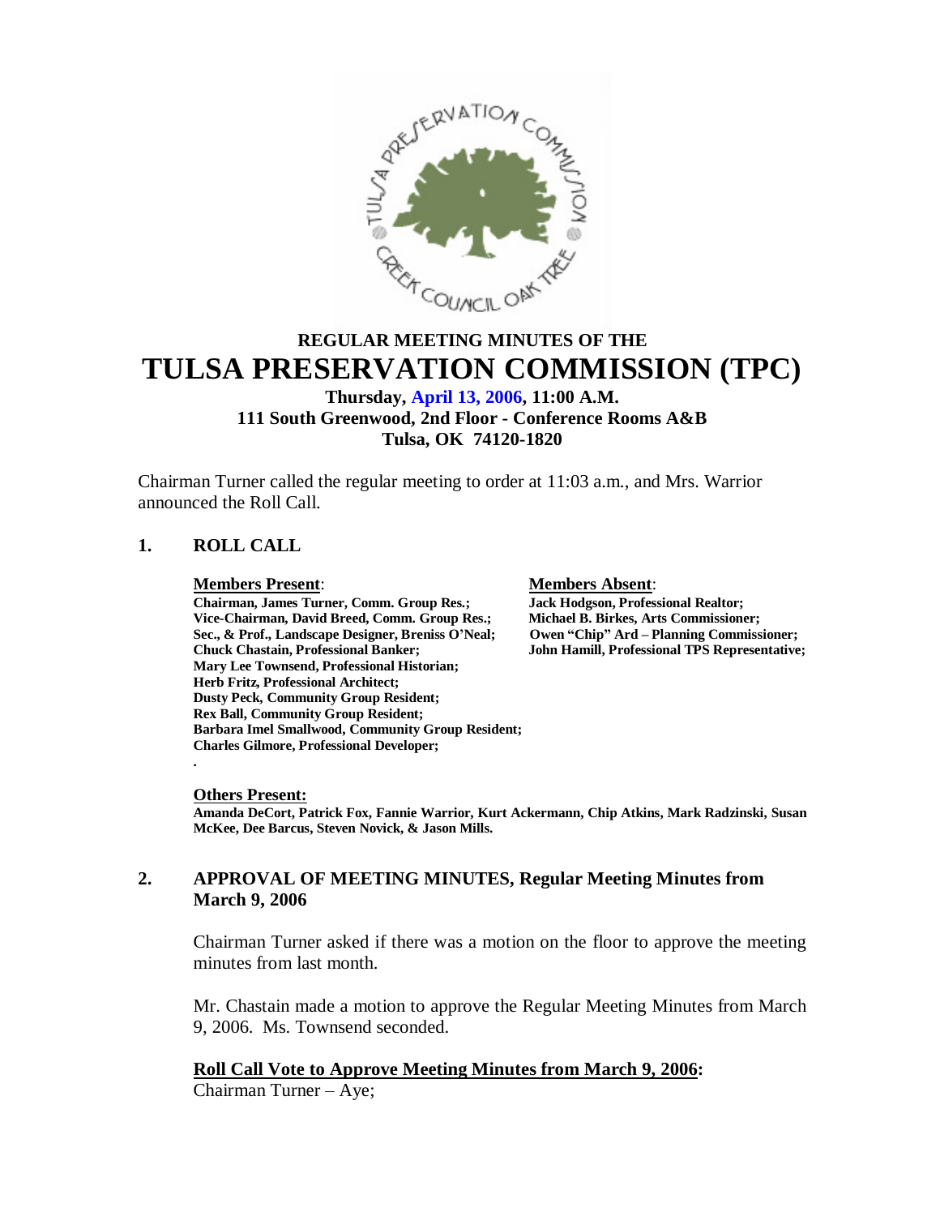# REGULAR MEETING MINUTES OF THE
# TULSA PRESERVATION COMMISSION (TPC)

**Thursday, April 13, 2006, 11:00 A.M.**
**111 South Greenwood, 2nd Floor - Conference Rooms A&B**
**Tulsa, OK 74120-1820**

Chairman Turner called the regular meeting to order at 11:03 a.m., and Mrs. Warrior announced the Roll Call.

## 1. ROLL CALL

**Members Present**:
**Chairman, James Turner, Comm. Group Res.;**
**Vice-Chairman, David Breed, Comm. Group Res.;**
**Sec., & Prof., Landscape Designer, Breniss O'Neal;**
**Chuck Chastain, Professional Banker;**
**Mary Lee Townsend, Professional Historian;**
**Herb Fritz, Professional Architect;**
**Dusty Peck, Community Group Resident;**
**Rex Ball, Community Group Resident;**
**Barbara Imel Smallwood, Community Group Resident;**
**Charles Gilmore, Professional Developer;**
**.**

**Members Absent**:
**Jack Hodgson, Professional Realtor;**
**Michael B. Birkes, Arts Commissioner;**
**Owen "Chip" Ard – Planning Commissioner;**
**John Hamill, Professional TPS Representative;**

**Others Present:**
**Amanda DeCort, Patrick Fox, Fannie Warrior, Kurt Ackermann, Chip Atkins, Mark Radzinski, Susan McKee, Dee Barcus, Steven Novick, & Jason Mills.**

## 2. APPROVAL OF MEETING MINUTES, Regular Meeting Minutes from March 9, 2006

Chairman Turner asked if there was a motion on the floor to approve the meeting minutes from last month.

Mr. Chastain made a motion to approve the Regular Meeting Minutes from March 9, 2006. Ms. Townsend seconded.

**Roll Call Vote to Approve Meeting Minutes from March 9, 2006:**
Chairman Turner – Aye;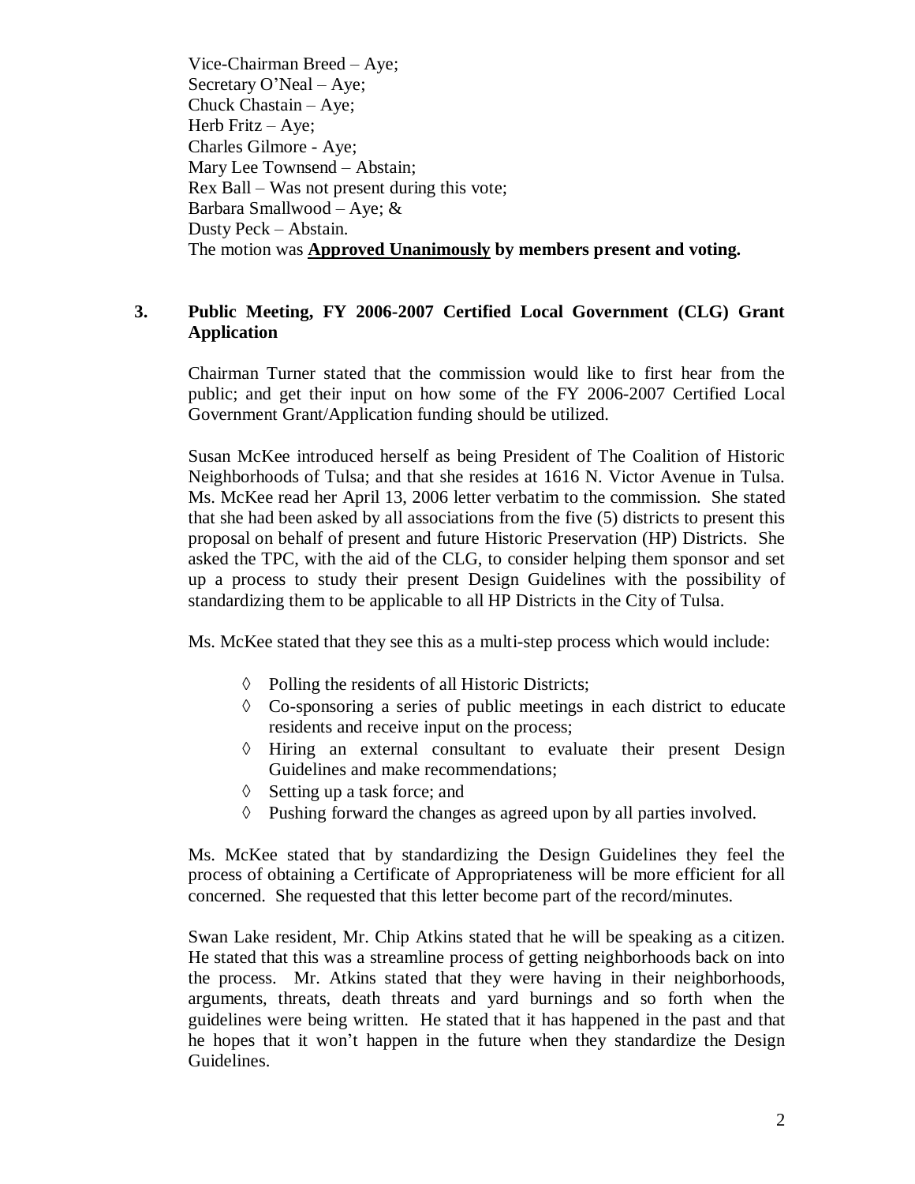Vice-Chairman Breed – Aye;
Secretary O'Neal – Aye;
Chuck Chastain – Aye;
Herb Fritz – Aye;
Charles Gilmore - Aye;
Mary Lee Townsend – Abstain;
Rex Ball – Was not present during this vote;
Barbara Smallwood – Aye; &
Dusty Peck – Abstain.
The motion was **<u>Approved Unanimously</u> by members present and voting.**

**3. Public Meeting, FY 2006-2007 Certified Local Government (CLG) Grant Application**

Chairman Turner stated that the commission would like to first hear from the public; and get their input on how some of the FY 2006-2007 Certified Local Government Grant/Application funding should be utilized.

Susan McKee introduced herself as being President of The Coalition of Historic Neighborhoods of Tulsa; and that she resides at 1616 N. Victor Avenue in Tulsa. Ms. McKee read her April 13, 2006 letter verbatim to the commission. She stated that she had been asked by all associations from the five (5) districts to present this proposal on behalf of present and future Historic Preservation (HP) Districts. She asked the TPC, with the aid of the CLG, to consider helping them sponsor and set up a process to study their present Design Guidelines with the possibility of standardizing them to be applicable to all HP Districts in the City of Tulsa.

Ms. McKee stated that they see this as a multi-step process which would include:

- Polling the residents of all Historic Districts;
- Co-sponsoring a series of public meetings in each district to educate residents and receive input on the process;
- Hiring an external consultant to evaluate their present Design Guidelines and make recommendations;
- Setting up a task force; and
- Pushing forward the changes as agreed upon by all parties involved.

Ms. McKee stated that by standardizing the Design Guidelines they feel the process of obtaining a Certificate of Appropriateness will be more efficient for all concerned. She requested that this letter become part of the record/minutes.

Swan Lake resident, Mr. Chip Atkins stated that he will be speaking as a citizen. He stated that this was a streamline process of getting neighborhoods back on into the process. Mr. Atkins stated that they were having in their neighborhoods, arguments, threats, death threats and yard burnings and so forth when the guidelines were being written. He stated that it has happened in the past and that he hopes that it won't happen in the future when they standardize the Design Guidelines.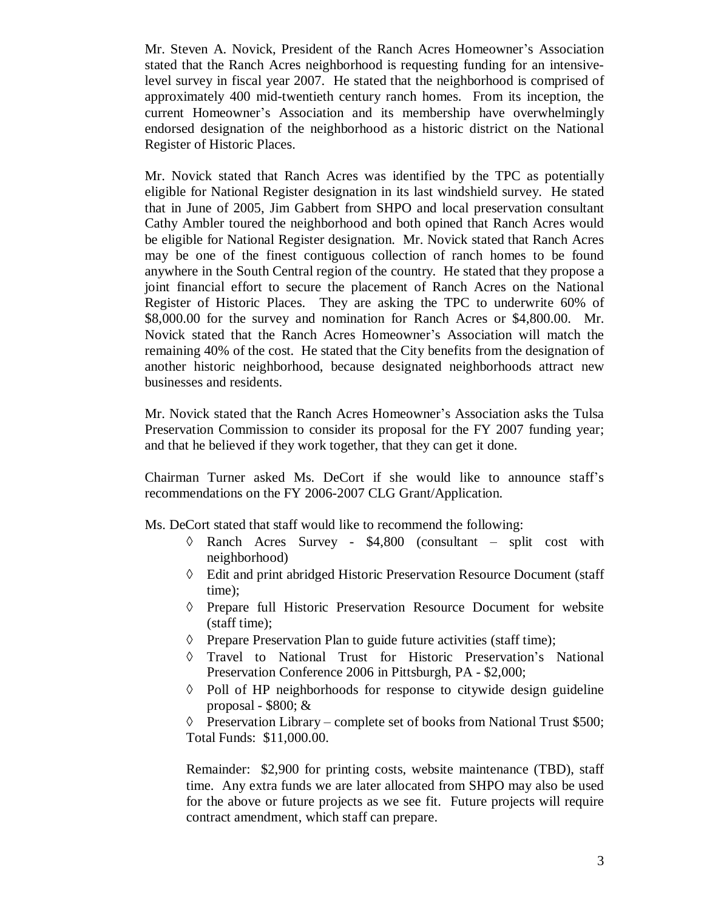Mr. Steven A. Novick, President of the Ranch Acres Homeowner's Association stated that the Ranch Acres neighborhood is requesting funding for an intensive-level survey in fiscal year 2007. He stated that the neighborhood is comprised of approximately 400 mid-twentieth century ranch homes. From its inception, the current Homeowner's Association and its membership have overwhelmingly endorsed designation of the neighborhood as a historic district on the National Register of Historic Places.

Mr. Novick stated that Ranch Acres was identified by the TPC as potentially eligible for National Register designation in its last windshield survey. He stated that in June of 2005, Jim Gabbert from SHPO and local preservation consultant Cathy Ambler toured the neighborhood and both opined that Ranch Acres would be eligible for National Register designation. Mr. Novick stated that Ranch Acres may be one of the finest contiguous collection of ranch homes to be found anywhere in the South Central region of the country. He stated that they propose a joint financial effort to secure the placement of Ranch Acres on the National Register of Historic Places. They are asking the TPC to underwrite 60% of $8,000.00 for the survey and nomination for Ranch Acres or $4,800.00. Mr. Novick stated that the Ranch Acres Homeowner's Association will match the remaining 40% of the cost. He stated that the City benefits from the designation of another historic neighborhood, because designated neighborhoods attract new businesses and residents.

Mr. Novick stated that the Ranch Acres Homeowner's Association asks the Tulsa Preservation Commission to consider its proposal for the FY 2007 funding year; and that he believed if they work together, that they can get it done.

Chairman Turner asked Ms. DeCort if she would like to announce staff's recommendations on the FY 2006-2007 CLG Grant/Application.

Ms. DeCort stated that staff would like to recommend the following:

- ◊ Ranch Acres Survey - $4,800 (consultant – split cost with neighborhood)
- ◊ Edit and print abridged Historic Preservation Resource Document (staff time);
- ◊ Prepare full Historic Preservation Resource Document for website (staff time);
- ◊ Prepare Preservation Plan to guide future activities (staff time);
- ◊ Travel to National Trust for Historic Preservation's National Preservation Conference 2006 in Pittsburgh, PA - $2,000;
- ◊ Poll of HP neighborhoods for response to citywide design guideline proposal - $800; &
- ◊ Preservation Library – complete set of books from National Trust $500;

Total Funds: $11,000.00.

Remainder: $2,900 for printing costs, website maintenance (TBD), staff time. Any extra funds we are later allocated from SHPO may also be used for the above or future projects as we see fit. Future projects will require contract amendment, which staff can prepare.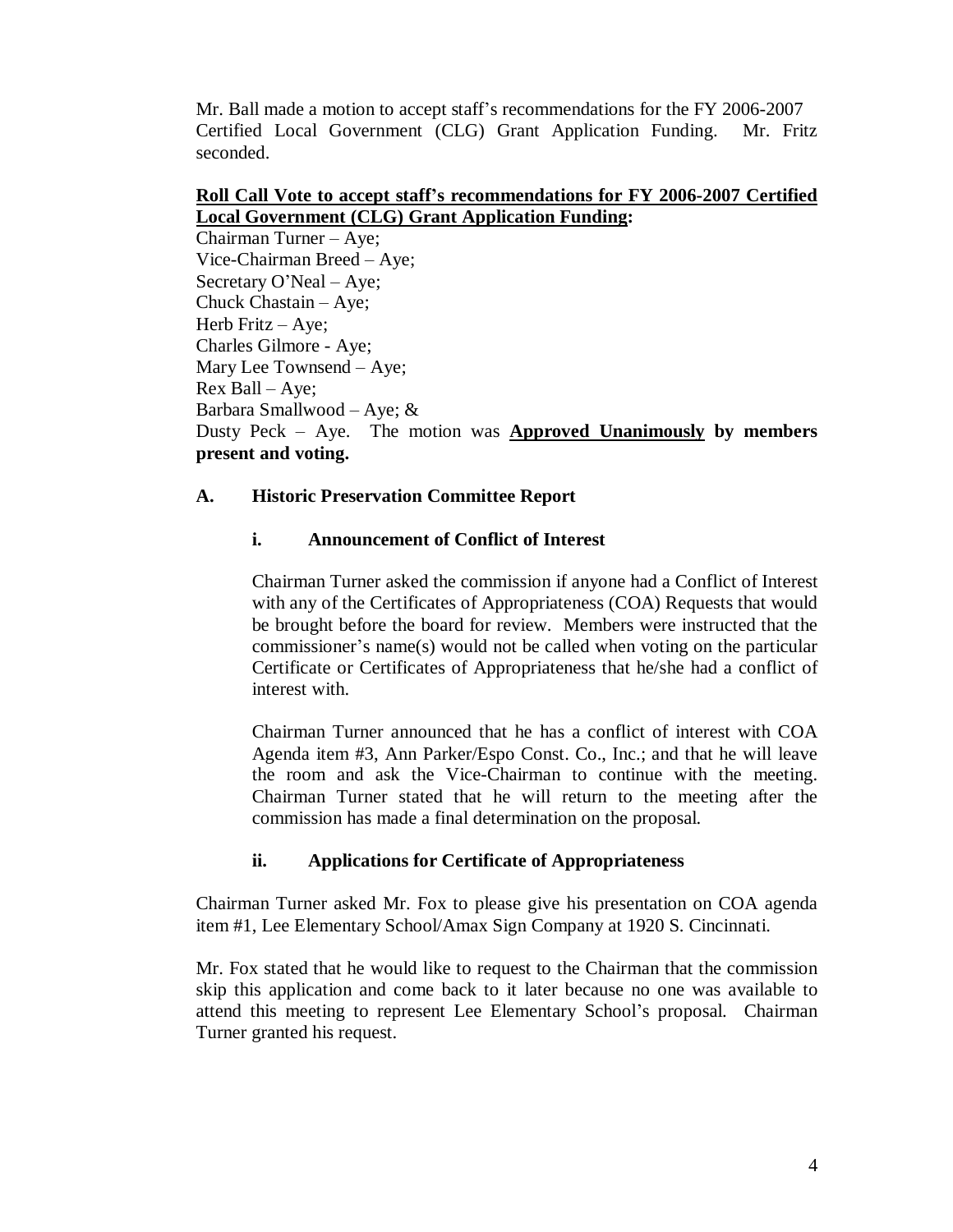Mr. Ball made a motion to accept staff's recommendations for the FY 2006-2007 Certified Local Government (CLG) Grant Application Funding. Mr. Fritz seconded.

**Roll Call Vote to accept staff's recommendations for FY 2006-2007 Certified Local Government (CLG) Grant Application Funding:**

Chairman Turner – Aye;
Vice-Chairman Breed – Aye;
Secretary O'Neal – Aye;
Chuck Chastain – Aye;
Herb Fritz – Aye;
Charles Gilmore - Aye;
Mary Lee Townsend – Aye;
Rex Ball – Aye;
Barbara Smallwood – Aye; &
Dusty Peck – Aye. The motion was **Approved Unanimously by members present and voting.**

### A. Historic Preservation Committee Report

#### i. Announcement of Conflict of Interest

Chairman Turner asked the commission if anyone had a Conflict of Interest with any of the Certificates of Appropriateness (COA) Requests that would be brought before the board for review. Members were instructed that the commissioner's name(s) would not be called when voting on the particular Certificate or Certificates of Appropriateness that he/she had a conflict of interest with.

Chairman Turner announced that he has a conflict of interest with COA Agenda item #3, Ann Parker/Espo Const. Co., Inc.; and that he will leave the room and ask the Vice-Chairman to continue with the meeting. Chairman Turner stated that he will return to the meeting after the commission has made a final determination on the proposal.

#### ii. Applications for Certificate of Appropriateness

Chairman Turner asked Mr. Fox to please give his presentation on COA agenda item #1, Lee Elementary School/Amax Sign Company at 1920 S. Cincinnati.

Mr. Fox stated that he would like to request to the Chairman that the commission skip this application and come back to it later because no one was available to attend this meeting to represent Lee Elementary School's proposal. Chairman Turner granted his request.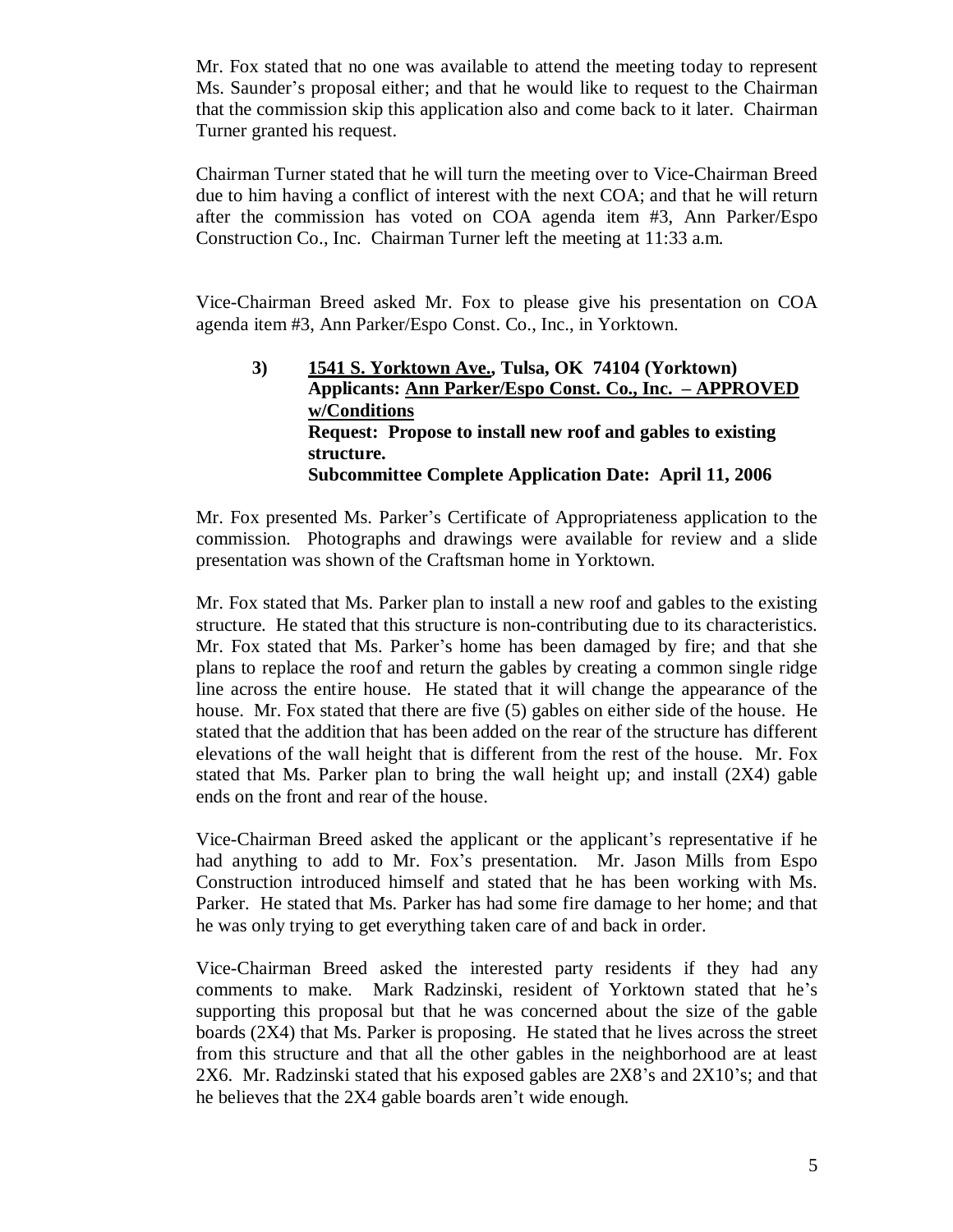Mr. Fox stated that no one was available to attend the meeting today to represent Ms. Saunder's proposal either; and that he would like to request to the Chairman that the commission skip this application also and come back to it later. Chairman Turner granted his request.

Chairman Turner stated that he will turn the meeting over to Vice-Chairman Breed due to him having a conflict of interest with the next COA; and that he will return after the commission has voted on COA agenda item #3, Ann Parker/Espo Construction Co., Inc. Chairman Turner left the meeting at 11:33 a.m.

Vice-Chairman Breed asked Mr. Fox to please give his presentation on COA agenda item #3, Ann Parker/Espo Const. Co., Inc., in Yorktown.

> **3) <u>1541 S. Yorktown Ave.</u>, Tulsa, OK 74104 (Yorktown)**
> **Applicants: <u>Ann Parker/Espo Const. Co., Inc. – APPROVED w/Conditions</u>**
> **Request: Propose to install new roof and gables to existing structure.**
> **Subcommittee Complete Application Date: April 11, 2006**

Mr. Fox presented Ms. Parker's Certificate of Appropriateness application to the commission. Photographs and drawings were available for review and a slide presentation was shown of the Craftsman home in Yorktown.

Mr. Fox stated that Ms. Parker plan to install a new roof and gables to the existing structure. He stated that this structure is non-contributing due to its characteristics. Mr. Fox stated that Ms. Parker's home has been damaged by fire; and that she plans to replace the roof and return the gables by creating a common single ridge line across the entire house. He stated that it will change the appearance of the house. Mr. Fox stated that there are five (5) gables on either side of the house. He stated that the addition that has been added on the rear of the structure has different elevations of the wall height that is different from the rest of the house. Mr. Fox stated that Ms. Parker plan to bring the wall height up; and install (2X4) gable ends on the front and rear of the house.

Vice-Chairman Breed asked the applicant or the applicant's representative if he had anything to add to Mr. Fox's presentation. Mr. Jason Mills from Espo Construction introduced himself and stated that he has been working with Ms. Parker. He stated that Ms. Parker has had some fire damage to her home; and that he was only trying to get everything taken care of and back in order.

Vice-Chairman Breed asked the interested party residents if they had any comments to make. Mark Radzinski, resident of Yorktown stated that he's supporting this proposal but that he was concerned about the size of the gable boards (2X4) that Ms. Parker is proposing. He stated that he lives across the street from this structure and that all the other gables in the neighborhood are at least 2X6. Mr. Radzinski stated that his exposed gables are 2X8's and 2X10's; and that he believes that the 2X4 gable boards aren't wide enough.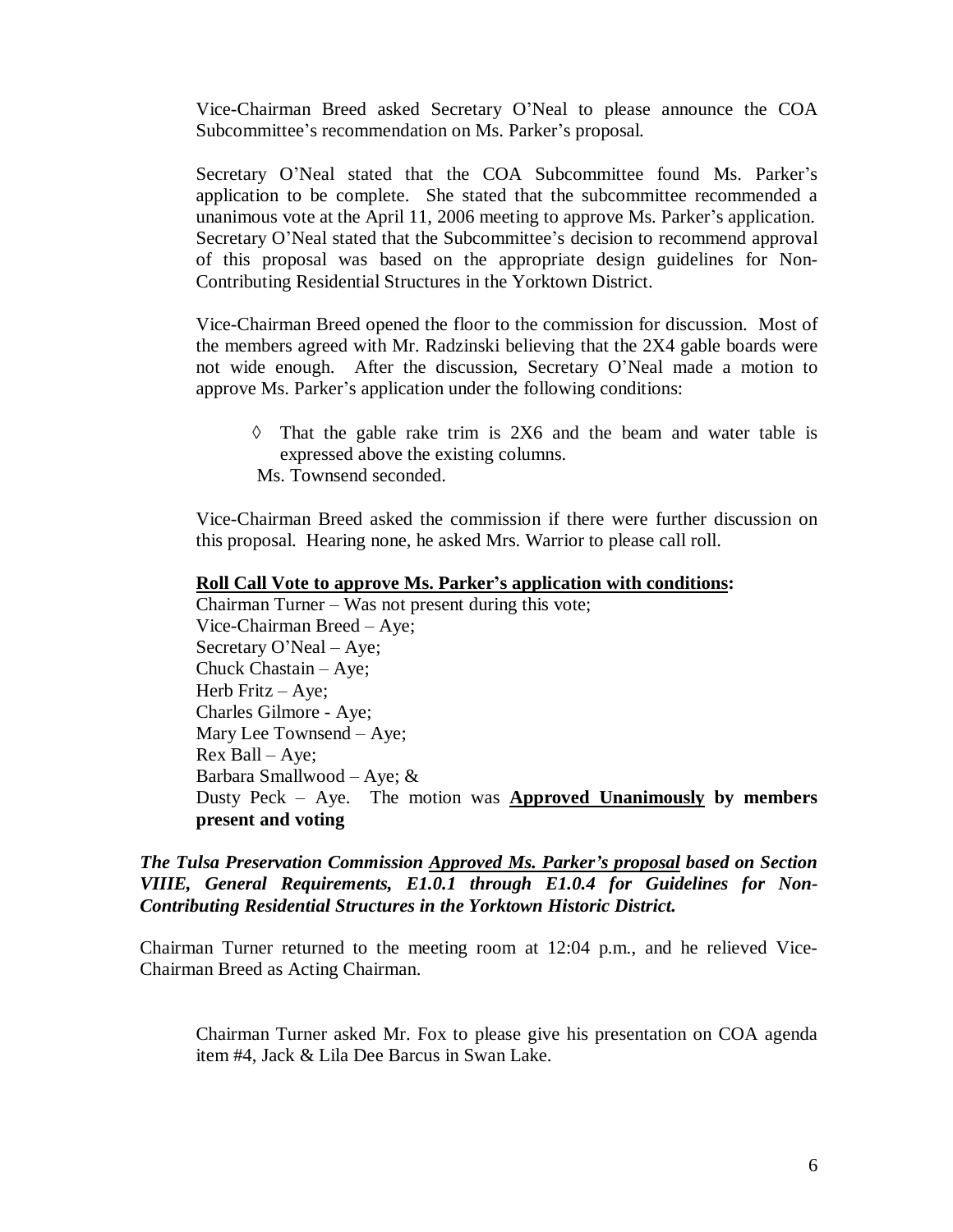Vice-Chairman Breed asked Secretary O'Neal to please announce the COA Subcommittee's recommendation on Ms. Parker's proposal.

Secretary O'Neal stated that the COA Subcommittee found Ms. Parker's application to be complete. She stated that the subcommittee recommended a unanimous vote at the April 11, 2006 meeting to approve Ms. Parker's application. Secretary O'Neal stated that the Subcommittee's decision to recommend approval of this proposal was based on the appropriate design guidelines for Non-Contributing Residential Structures in the Yorktown District.

Vice-Chairman Breed opened the floor to the commission for discussion. Most of the members agreed with Mr. Radzinski believing that the 2X4 gable boards were not wide enough. After the discussion, Secretary O'Neal made a motion to approve Ms. Parker's application under the following conditions:

- ◊ That the gable rake trim is 2X6 and the beam and water table is expressed above the existing columns.

Ms. Townsend seconded.

Vice-Chairman Breed asked the commission if there were further discussion on this proposal. Hearing none, he asked Mrs. Warrior to please call roll.

**Roll Call Vote to approve Ms. Parker's application with conditions:**
Chairman Turner – Was not present during this vote;
Vice-Chairman Breed – Aye;
Secretary O'Neal – Aye;
Chuck Chastain – Aye;
Herb Fritz – Aye;
Charles Gilmore - Aye;
Mary Lee Townsend – Aye;
Rex Ball – Aye;
Barbara Smallwood – Aye; &
Dusty Peck – Aye. The motion was **Approved Unanimously** by members **present and voting**

***The Tulsa Preservation Commission Approved Ms. Parker's proposal based on Section VIIIE, General Requirements, E1.0.1 through E1.0.4 for Guidelines for Non-Contributing Residential Structures in the Yorktown Historic District.***

Chairman Turner returned to the meeting room at 12:04 p.m., and he relieved Vice-Chairman Breed as Acting Chairman.

Chairman Turner asked Mr. Fox to please give his presentation on COA agenda item #4, Jack & Lila Dee Barcus in Swan Lake.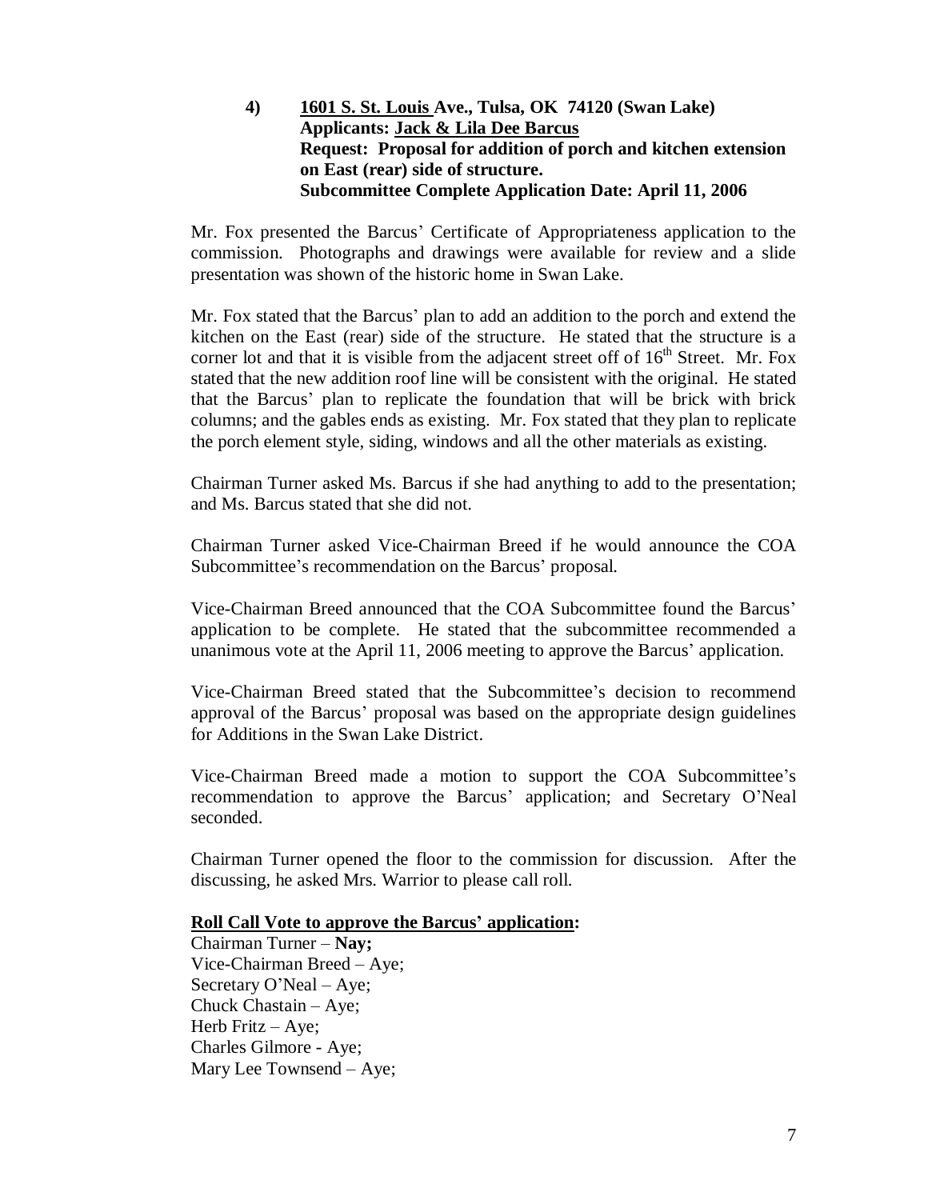**4) <u>1601 S. St. Louis</u> Ave., Tulsa, OK 74120 (Swan Lake)**
**Applicants: <u>Jack & Lila Dee Barcus</u>**
**Request: Proposal for addition of porch and kitchen extension on East (rear) side of structure.**
**Subcommittee Complete Application Date: April 11, 2006**

Mr. Fox presented the Barcus' Certificate of Appropriateness application to the commission. Photographs and drawings were available for review and a slide presentation was shown of the historic home in Swan Lake.

Mr. Fox stated that the Barcus' plan to add an addition to the porch and extend the kitchen on the East (rear) side of the structure. He stated that the structure is a corner lot and that it is visible from the adjacent street off of 16th Street. Mr. Fox stated that the new addition roof line will be consistent with the original. He stated that the Barcus' plan to replicate the foundation that will be brick with brick columns; and the gables ends as existing. Mr. Fox stated that they plan to replicate the porch element style, siding, windows and all the other materials as existing.

Chairman Turner asked Ms. Barcus if she had anything to add to the presentation; and Ms. Barcus stated that she did not.

Chairman Turner asked Vice-Chairman Breed if he would announce the COA Subcommittee's recommendation on the Barcus' proposal.

Vice-Chairman Breed announced that the COA Subcommittee found the Barcus' application to be complete. He stated that the subcommittee recommended a unanimous vote at the April 11, 2006 meeting to approve the Barcus' application.

Vice-Chairman Breed stated that the Subcommittee's decision to recommend approval of the Barcus' proposal was based on the appropriate design guidelines for Additions in the Swan Lake District.

Vice-Chairman Breed made a motion to support the COA Subcommittee's recommendation to approve the Barcus' application; and Secretary O'Neal seconded.

Chairman Turner opened the floor to the commission for discussion. After the discussing, he asked Mrs. Warrior to please call roll.

**<u>Roll Call Vote to approve the Barcus' application</u>:**

Chairman Turner – **Nay;**
Vice-Chairman Breed – Aye;
Secretary O'Neal – Aye;
Chuck Chastain – Aye;
Herb Fritz – Aye;
Charles Gilmore - Aye;
Mary Lee Townsend – Aye;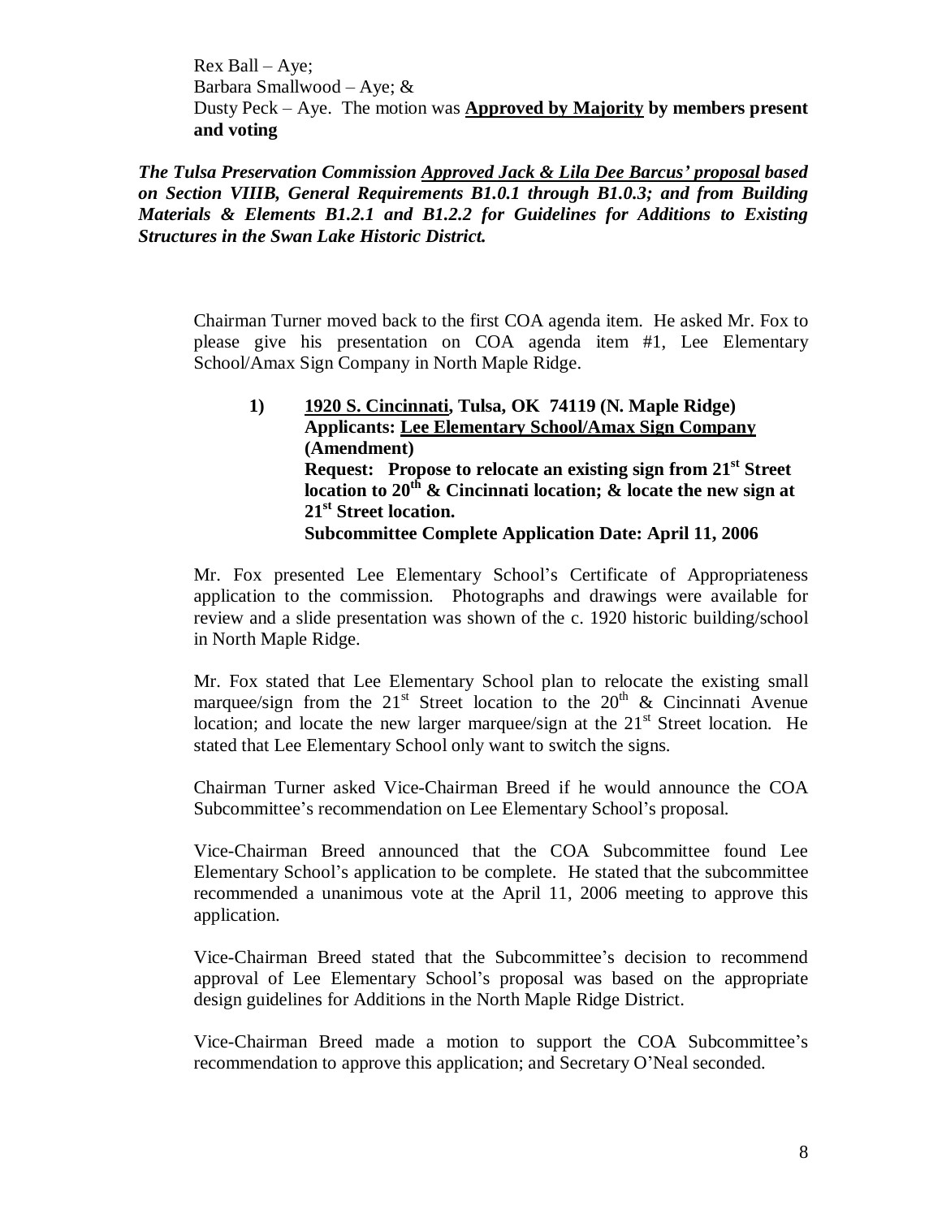Rex Ball – Aye;
Barbara Smallwood – Aye; &
Dusty Peck – Aye. The motion was **Approved by Majority by members present and voting**

***The Tulsa Preservation Commission Approved Jack & Lila Dee Barcus' proposal based on Section VIIIB, General Requirements B1.0.1 through B1.0.3; and from Building Materials & Elements B1.2.1 and B1.2.2 for Guidelines for Additions to Existing Structures in the Swan Lake Historic District.***

Chairman Turner moved back to the first COA agenda item. He asked Mr. Fox to please give his presentation on COA agenda item #1, Lee Elementary School/Amax Sign Company in North Maple Ridge.

**1) 1920 S. Cincinnati, Tulsa, OK 74119 (N. Maple Ridge)**
**Applicants: Lee Elementary School/Amax Sign Company (Amendment)**
**Request: Propose to relocate an existing sign from 21st Street location to 20th & Cincinnati location; & locate the new sign at 21st Street location.**
**Subcommittee Complete Application Date: April 11, 2006**

Mr. Fox presented Lee Elementary School's Certificate of Appropriateness application to the commission. Photographs and drawings were available for review and a slide presentation was shown of the c. 1920 historic building/school in North Maple Ridge.

Mr. Fox stated that Lee Elementary School plan to relocate the existing small marquee/sign from the 21st Street location to the 20th & Cincinnati Avenue location; and locate the new larger marquee/sign at the 21st Street location. He stated that Lee Elementary School only want to switch the signs.

Chairman Turner asked Vice-Chairman Breed if he would announce the COA Subcommittee's recommendation on Lee Elementary School's proposal.

Vice-Chairman Breed announced that the COA Subcommittee found Lee Elementary School's application to be complete. He stated that the subcommittee recommended a unanimous vote at the April 11, 2006 meeting to approve this application.

Vice-Chairman Breed stated that the Subcommittee's decision to recommend approval of Lee Elementary School's proposal was based on the appropriate design guidelines for Additions in the North Maple Ridge District.

Vice-Chairman Breed made a motion to support the COA Subcommittee's recommendation to approve this application; and Secretary O'Neal seconded.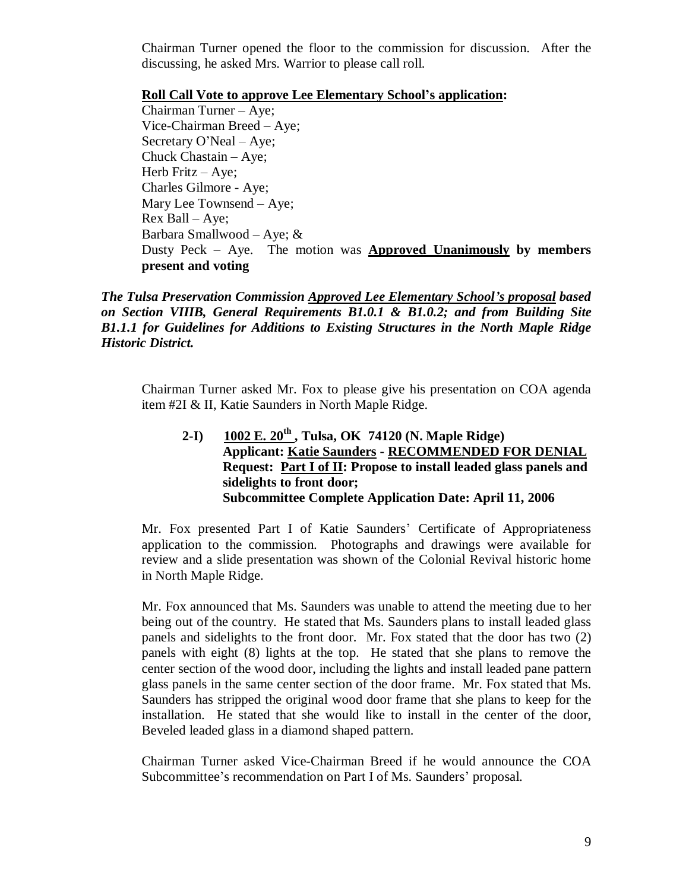Chairman Turner opened the floor to the commission for discussion. After the discussing, he asked Mrs. Warrior to please call roll.

**Roll Call Vote to approve Lee Elementary School's application:**

Chairman Turner – Aye;
Vice-Chairman Breed – Aye;
Secretary O'Neal – Aye;
Chuck Chastain – Aye;
Herb Fritz – Aye;
Charles Gilmore - Aye;
Mary Lee Townsend – Aye;
Rex Ball – Aye;
Barbara Smallwood – Aye; &
Dusty Peck – Aye. The motion was **Approved Unanimously by members present and voting**

***The Tulsa Preservation Commission Approved Lee Elementary School's proposal based on Section VIIIB, General Requirements B1.0.1 & B1.0.2; and from Building Site B1.1.1 for Guidelines for Additions to Existing Structures in the North Maple Ridge Historic District.***

Chairman Turner asked Mr. Fox to please give his presentation on COA agenda item #2I & II, Katie Saunders in North Maple Ridge.

**2-I) 1002 E. 20th, Tulsa, OK 74120 (N. Maple Ridge)**
**Applicant: Katie Saunders - RECOMMENDED FOR DENIAL**
**Request: Part I of II: Propose to install leaded glass panels and sidelights to front door;**
**Subcommittee Complete Application Date: April 11, 2006**

Mr. Fox presented Part I of Katie Saunders' Certificate of Appropriateness application to the commission. Photographs and drawings were available for review and a slide presentation was shown of the Colonial Revival historic home in North Maple Ridge.

Mr. Fox announced that Ms. Saunders was unable to attend the meeting due to her being out of the country. He stated that Ms. Saunders plans to install leaded glass panels and sidelights to the front door. Mr. Fox stated that the door has two (2) panels with eight (8) lights at the top. He stated that she plans to remove the center section of the wood door, including the lights and install leaded pane pattern glass panels in the same center section of the door frame. Mr. Fox stated that Ms. Saunders has stripped the original wood door frame that she plans to keep for the installation. He stated that she would like to install in the center of the door, Beveled leaded glass in a diamond shaped pattern.

Chairman Turner asked Vice-Chairman Breed if he would announce the COA Subcommittee's recommendation on Part I of Ms. Saunders' proposal.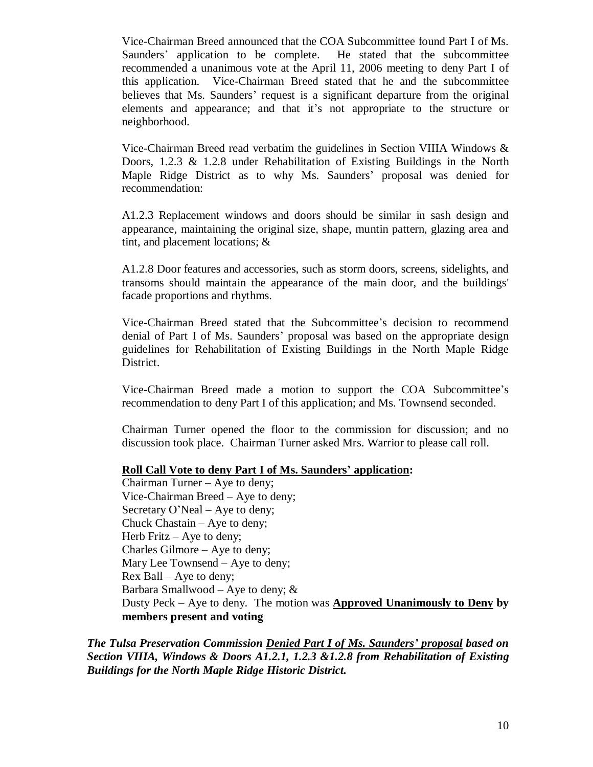Vice-Chairman Breed announced that the COA Subcommittee found Part I of Ms. Saunders' application to be complete. He stated that the subcommittee recommended a unanimous vote at the April 11, 2006 meeting to deny Part I of this application. Vice-Chairman Breed stated that he and the subcommittee believes that Ms. Saunders' request is a significant departure from the original elements and appearance; and that it's not appropriate to the structure or neighborhood.

Vice-Chairman Breed read verbatim the guidelines in Section VIIIA Windows & Doors, 1.2.3 & 1.2.8 under Rehabilitation of Existing Buildings in the North Maple Ridge District as to why Ms. Saunders' proposal was denied for recommendation:

A1.2.3 Replacement windows and doors should be similar in sash design and appearance, maintaining the original size, shape, muntin pattern, glazing area and tint, and placement locations; &

A1.2.8 Door features and accessories, such as storm doors, screens, sidelights, and transoms should maintain the appearance of the main door, and the buildings' facade proportions and rhythms.

Vice-Chairman Breed stated that the Subcommittee's decision to recommend denial of Part I of Ms. Saunders' proposal was based on the appropriate design guidelines for Rehabilitation of Existing Buildings in the North Maple Ridge District.

Vice-Chairman Breed made a motion to support the COA Subcommittee's recommendation to deny Part I of this application; and Ms. Townsend seconded.

Chairman Turner opened the floor to the commission for discussion; and no discussion took place. Chairman Turner asked Mrs. Warrior to please call roll.

**Roll Call Vote to deny Part I of Ms. Saunders' application:**

Chairman Turner – Aye to deny;
Vice-Chairman Breed – Aye to deny;
Secretary O'Neal – Aye to deny;
Chuck Chastain – Aye to deny;
Herb Fritz – Aye to deny;
Charles Gilmore – Aye to deny;
Mary Lee Townsend – Aye to deny;
Rex Ball – Aye to deny;
Barbara Smallwood – Aye to deny; &
Dusty Peck – Aye to deny. The motion was **Approved Unanimously to Deny by members present and voting**

***The Tulsa Preservation Commission Denied Part I of Ms. Saunders' proposal based on Section VIIIA, Windows & Doors A1.2.1, 1.2.3 &1.2.8 from Rehabilitation of Existing Buildings for the North Maple Ridge Historic District.***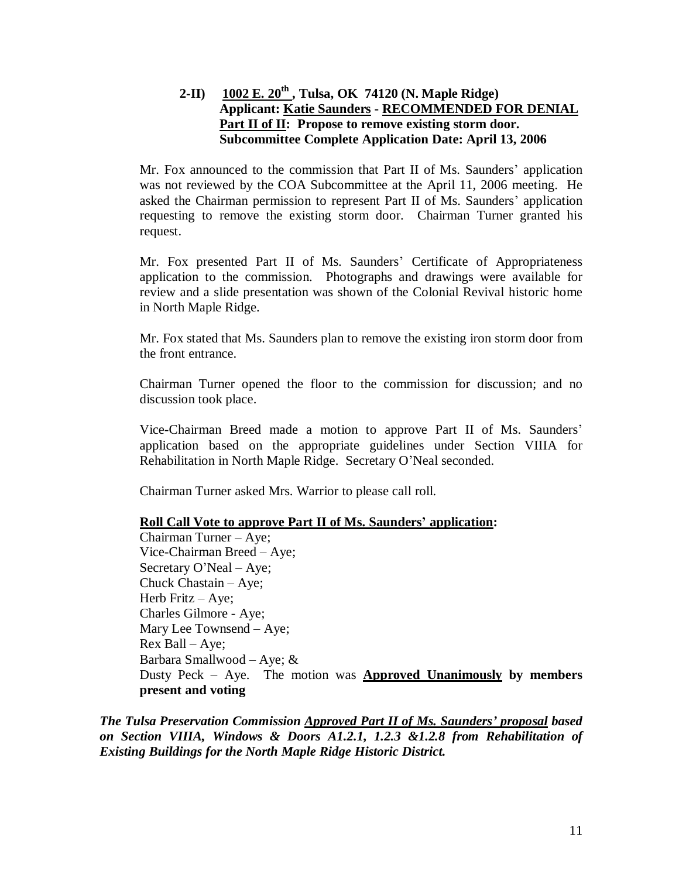**2-II) <u>1002 E. 20th, Tulsa, OK 74120</u> (N. Maple Ridge)**
**Applicant: <u>Katie Saunders</u> - <u>RECOMMENDED FOR DENIAL</u>**
**<u>Part II of II</u>: Propose to remove existing storm door.**
**Subcommittee Complete Application Date: April 13, 2006**

Mr. Fox announced to the commission that Part II of Ms. Saunders' application was not reviewed by the COA Subcommittee at the April 11, 2006 meeting. He asked the Chairman permission to represent Part II of Ms. Saunders' application requesting to remove the existing storm door. Chairman Turner granted his request.

Mr. Fox presented Part II of Ms. Saunders' Certificate of Appropriateness application to the commission. Photographs and drawings were available for review and a slide presentation was shown of the Colonial Revival historic home in North Maple Ridge.

Mr. Fox stated that Ms. Saunders plan to remove the existing iron storm door from the front entrance.

Chairman Turner opened the floor to the commission for discussion; and no discussion took place.

Vice-Chairman Breed made a motion to approve Part II of Ms. Saunders' application based on the appropriate guidelines under Section VIIIA for Rehabilitation in North Maple Ridge. Secretary O'Neal seconded.

Chairman Turner asked Mrs. Warrior to please call roll.

**<u>Roll Call Vote to approve Part II of Ms. Saunders' application</u>:**

Chairman Turner – Aye;
Vice-Chairman Breed – Aye;
Secretary O'Neal – Aye;
Chuck Chastain – Aye;
Herb Fritz – Aye;
Charles Gilmore - Aye;
Mary Lee Townsend – Aye;
Rex Ball – Aye;
Barbara Smallwood – Aye; &
Dusty Peck – Aye. The motion was **<u>Approved Unanimously</u>** by members **present and voting**

***The Tulsa Preservation Commission <u>Approved Part II of Ms. Saunders' proposal</u> based on Section VIIIA, Windows & Doors A1.2.1, 1.2.3 &1.2.8 from Rehabilitation of Existing Buildings for the North Maple Ridge Historic District.***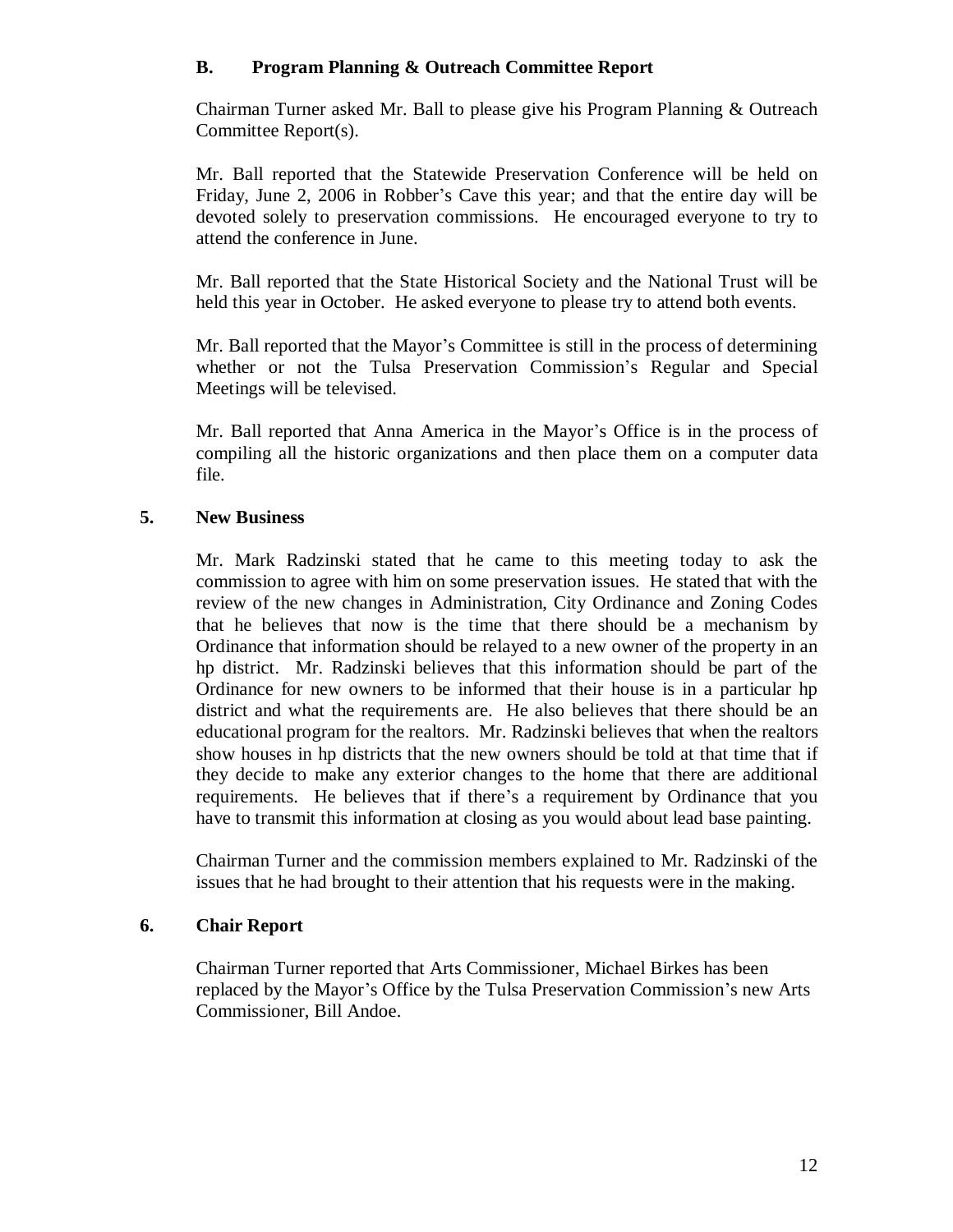### B. Program Planning & Outreach Committee Report

Chairman Turner asked Mr. Ball to please give his Program Planning & Outreach Committee Report(s).

Mr. Ball reported that the Statewide Preservation Conference will be held on Friday, June 2, 2006 in Robber's Cave this year; and that the entire day will be devoted solely to preservation commissions. He encouraged everyone to try to attend the conference in June.

Mr. Ball reported that the State Historical Society and the National Trust will be held this year in October. He asked everyone to please try to attend both events.

Mr. Ball reported that the Mayor's Committee is still in the process of determining whether or not the Tulsa Preservation Commission's Regular and Special Meetings will be televised.

Mr. Ball reported that Anna America in the Mayor's Office is in the process of compiling all the historic organizations and then place them on a computer data file.

### 5. New Business

Mr. Mark Radzinski stated that he came to this meeting today to ask the commission to agree with him on some preservation issues. He stated that with the review of the new changes in Administration, City Ordinance and Zoning Codes that he believes that now is the time that there should be a mechanism by Ordinance that information should be relayed to a new owner of the property in an hp district. Mr. Radzinski believes that this information should be part of the Ordinance for new owners to be informed that their house is in a particular hp district and what the requirements are. He also believes that there should be an educational program for the realtors. Mr. Radzinski believes that when the realtors show houses in hp districts that the new owners should be told at that time that if they decide to make any exterior changes to the home that there are additional requirements. He believes that if there's a requirement by Ordinance that you have to transmit this information at closing as you would about lead base painting.

Chairman Turner and the commission members explained to Mr. Radzinski of the issues that he had brought to their attention that his requests were in the making.

### 6. Chair Report

Chairman Turner reported that Arts Commissioner, Michael Birkes has been replaced by the Mayor's Office by the Tulsa Preservation Commission's new Arts Commissioner, Bill Andoe.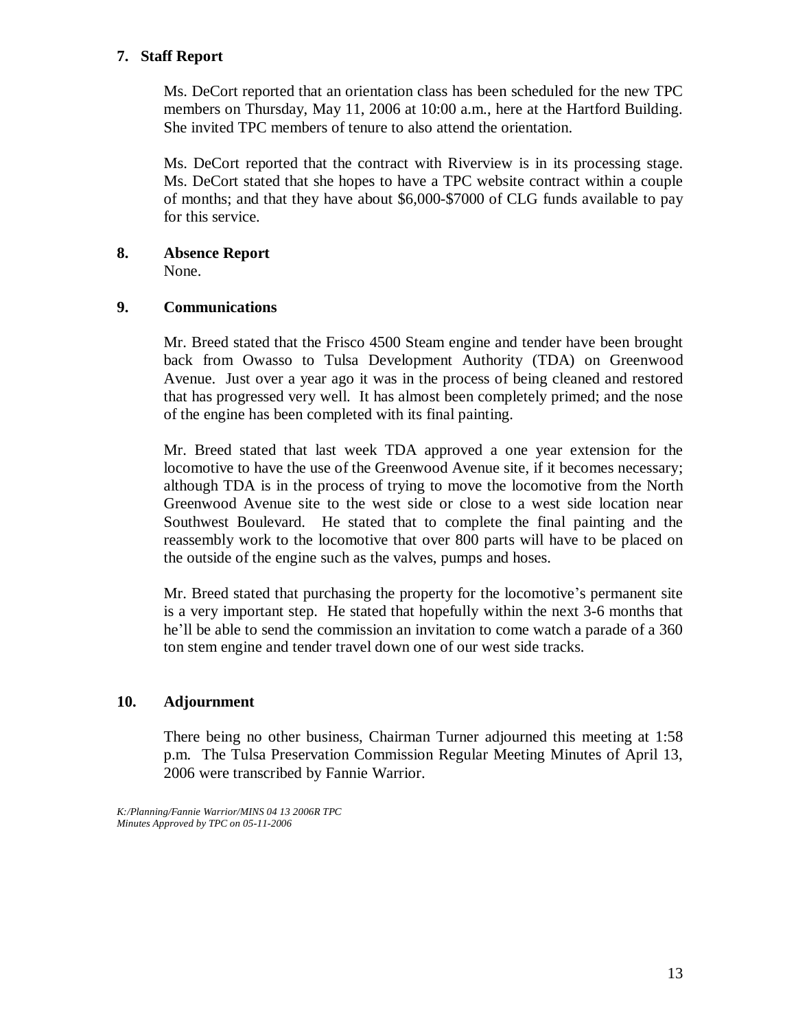**7. Staff Report**

Ms. DeCort reported that an orientation class has been scheduled for the new TPC members on Thursday, May 11, 2006 at 10:00 a.m., here at the Hartford Building. She invited TPC members of tenure to also attend the orientation.

Ms. DeCort reported that the contract with Riverview is in its processing stage. Ms. DeCort stated that she hopes to have a TPC website contract within a couple of months; and that they have about \$6,000-\$7000 of CLG funds available to pay for this service.

**8. Absence Report**

None.

**9. Communications**

Mr. Breed stated that the Frisco 4500 Steam engine and tender have been brought back from Owasso to Tulsa Development Authority (TDA) on Greenwood Avenue. Just over a year ago it was in the process of being cleaned and restored that has progressed very well. It has almost been completely primed; and the nose of the engine has been completed with its final painting.

Mr. Breed stated that last week TDA approved a one year extension for the locomotive to have the use of the Greenwood Avenue site, if it becomes necessary; although TDA is in the process of trying to move the locomotive from the North Greenwood Avenue site to the west side or close to a west side location near Southwest Boulevard. He stated that to complete the final painting and the reassembly work to the locomotive that over 800 parts will have to be placed on the outside of the engine such as the valves, pumps and hoses.

Mr. Breed stated that purchasing the property for the locomotive's permanent site is a very important step. He stated that hopefully within the next 3-6 months that he'll be able to send the commission an invitation to come watch a parade of a 360 ton stem engine and tender travel down one of our west side tracks.

**10. Adjournment**

There being no other business, Chairman Turner adjourned this meeting at 1:58 p.m. The Tulsa Preservation Commission Regular Meeting Minutes of April 13, 2006 were transcribed by Fannie Warrior.

*K:/Planning/Fannie Warrior/MINS 04 13 2006R TPC*
*Minutes Approved by TPC on 05-11-2006*